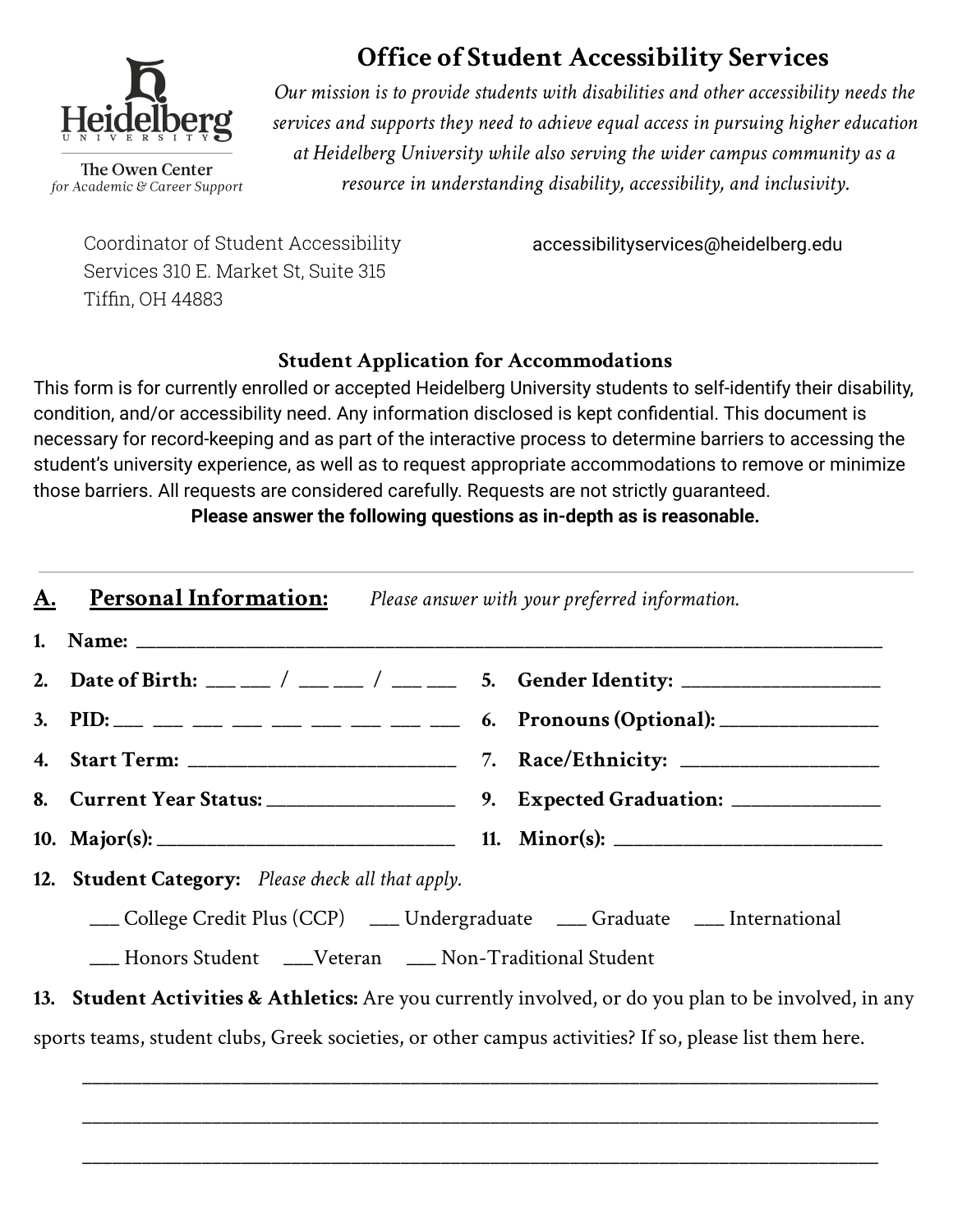Heidelberg University

The Owen Center
*for Academic & Career Support*

# Office of Student Accessibility Services

*Our mission is to provide students with disabilities and other accessibility needs the services and supports they need to achieve equal access in pursuing higher education at Heidelberg University while also serving the wider campus community as a resource in understanding disability, accessibility, and inclusivity.*

Coordinator of Student Accessibility Services 310 E. Market St, Suite 315
Tiffin, OH 44883

accessibilityservices@heidelberg.edu

## Student Application for Accommodations

This form is for currently enrolled or accepted Heidelberg University students to self-identify their disability, condition, and/or accessibility need. Any information disclosed is kept confidential. This document is necessary for record-keeping and as part of the interactive process to determine barriers to accessing the student's university experience, as well as to request appropriate accommodations to remove or minimize those barriers. All requests are considered carefully. Requests are not strictly guaranteed.

**Please answer the following questions as in-depth as is reasonable.**

---

## A. Personal Information: *Please answer with your preferred information.*

1. **Name:** ____________________________________________
2. **Date of Birth:** ___ ___ / ___ ___ / ___ ___
3. **PID:** ___ ___ ___ ___ ___ ___ ___ ___ ___
4. **Start Term:** ____________________
5. **Gender Identity:** ____________________
6. **Pronouns (Optional):** ____________________
7. **Race/Ethnicity:** ____________________
8. **Current Year Status:** ____________________
9. **Expected Graduation:** ____________________
10. **Major(s):** ____________________
11. **Minor(s):** ____________________
12. **Student Category:** *Please check all that apply.*

    ___ College Credit Plus (CCP) ___ Undergraduate ___ Graduate ___ International

    ___ Honors Student ___Veteran ___ Non-Traditional Student

13. **Student Activities & Athletics:** Are you currently involved, or do you plan to be involved, in any sports teams, student clubs, Greek societies, or other campus activities? If so, please list them here.

    ____________________________________________

    ____________________________________________

    ____________________________________________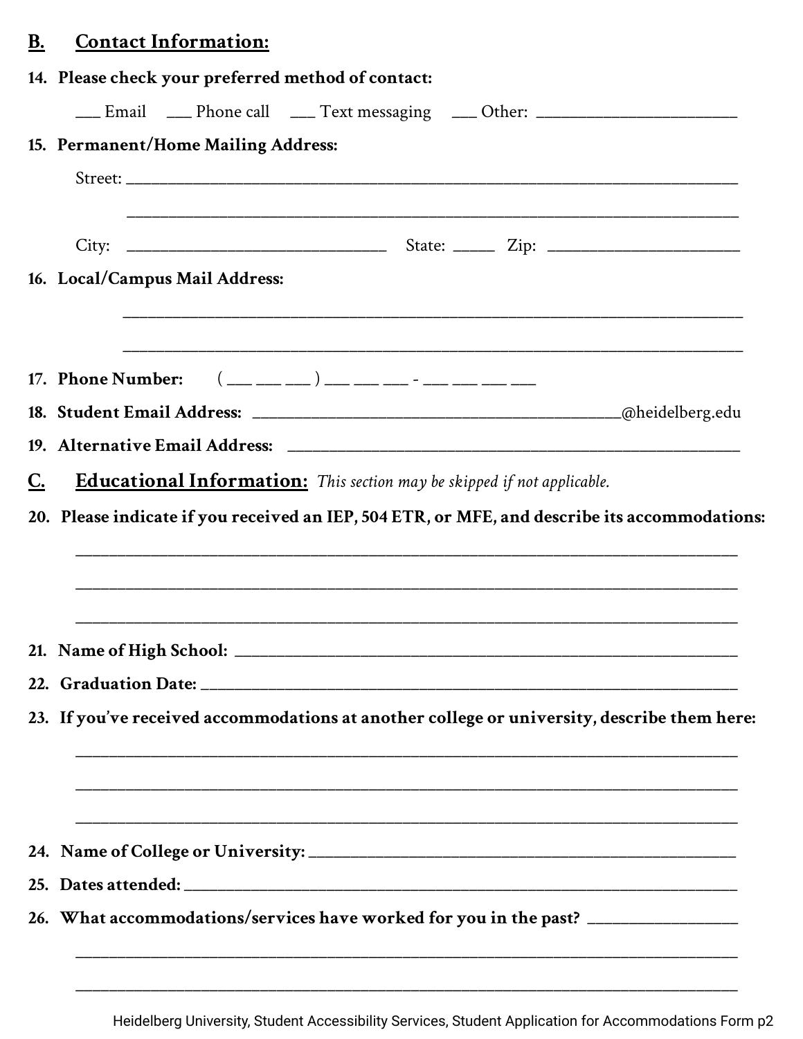## B. Contact Information:

**14. Please check your preferred method of contact:**

___ Email ___ Phone call ___ Text messaging ___ Other: ________________________

**15. Permanent/Home Mailing Address:**

Street: ____________________________________________________________________

____________________________________________________________________

City: ______________________________ State: _____ Zip: ______________________

**16. Local/Campus Mail Address:**

____________________________________________________________________

____________________________________________________________________

**17. Phone Number:** ( ___ ___ ___ ) ___ ___ ___ - ___ ___ ___ ___

**18. Student Email Address:** ______________________________________________@heidelberg.edu

**19. Alternative Email Address:** __________________________________________________

## C. Educational Information: *This section may be skipped if not applicable.*

**20. Please indicate if you received an IEP, 504 ETR, or MFE, and describe its accommodations:**

____________________________________________________________________

____________________________________________________________________

____________________________________________________________________

**21. Name of High School:** ________________________________________________

**22. Graduation Date:** ____________________________________________________

**23. If you've received accommodations at another college or university, describe them here:**

____________________________________________________________________

____________________________________________________________________

____________________________________________________________________

**24. Name of College or University:** __________________________________________

**25. Dates attended:** _____________________________________________________

**26. What accommodations/services have worked for you in the past?** __________________

____________________________________________________________________

____________________________________________________________________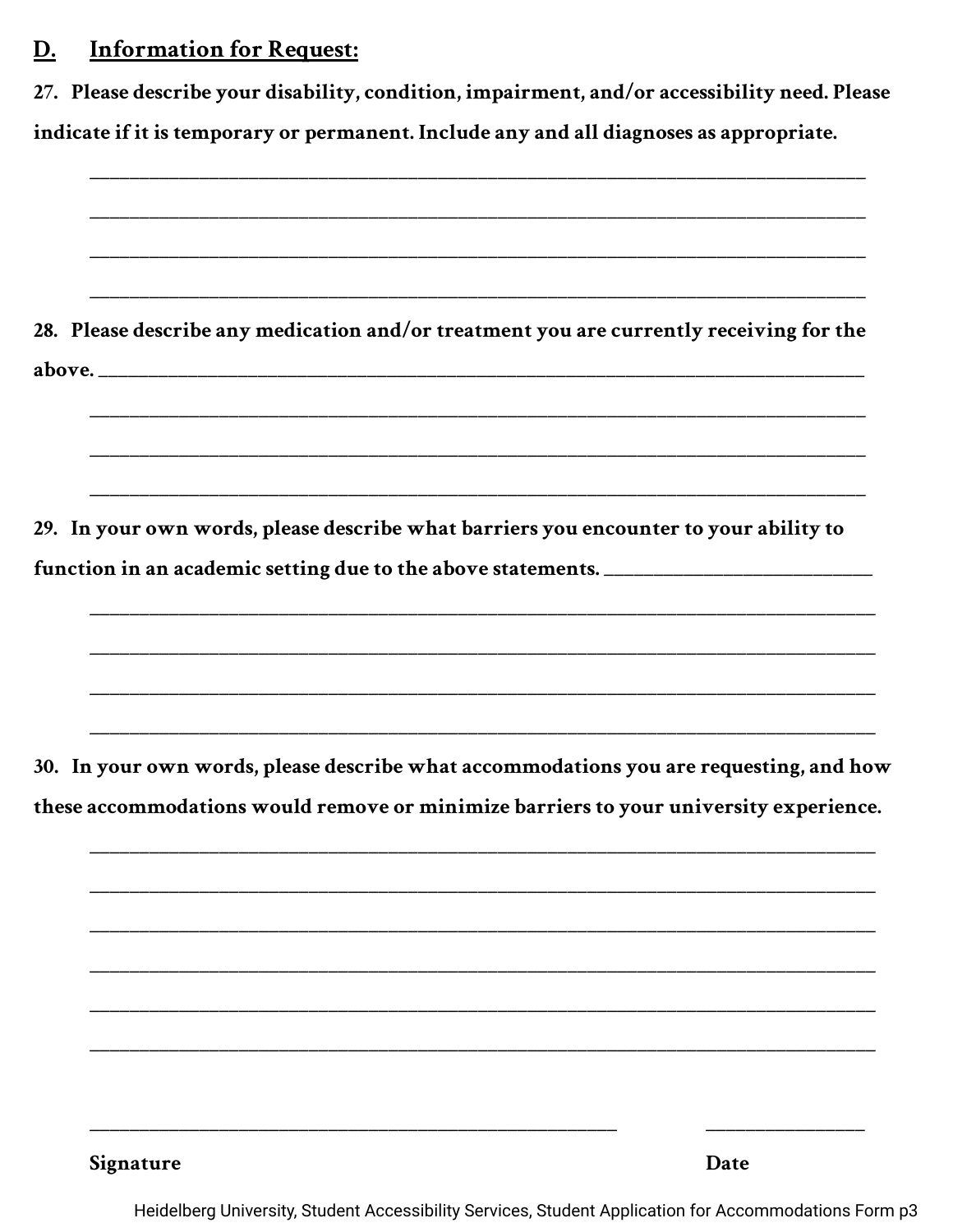## D. Information for Request:

**27. Please describe your disability, condition, impairment, and/or accessibility need. Please indicate if it is temporary or permanent. Include any and all diagnoses as appropriate.**

______________________________________________________________________________

______________________________________________________________________________

______________________________________________________________________________

______________________________________________________________________________

**28. Please describe any medication and/or treatment you are currently receiving for the above.** ______________________________________________________________________

______________________________________________________________________________

______________________________________________________________________________

______________________________________________________________________________

**29. In your own words, please describe what barriers you encounter to your ability to function in an academic setting due to the above statements.** ____________________________

______________________________________________________________________________

______________________________________________________________________________

______________________________________________________________________________

______________________________________________________________________________

**30. In your own words, please describe what accommodations you are requesting, and how these accommodations would remove or minimize barriers to your university experience.**

______________________________________________________________________________

______________________________________________________________________________

______________________________________________________________________________

______________________________________________________________________________

______________________________________________________________________________

______________________________________________________________________________

_______________________________________________ ______________

**Signature** **Date**

Heidelberg University, Student Accessibility Services, Student Application for Accommodations Form p3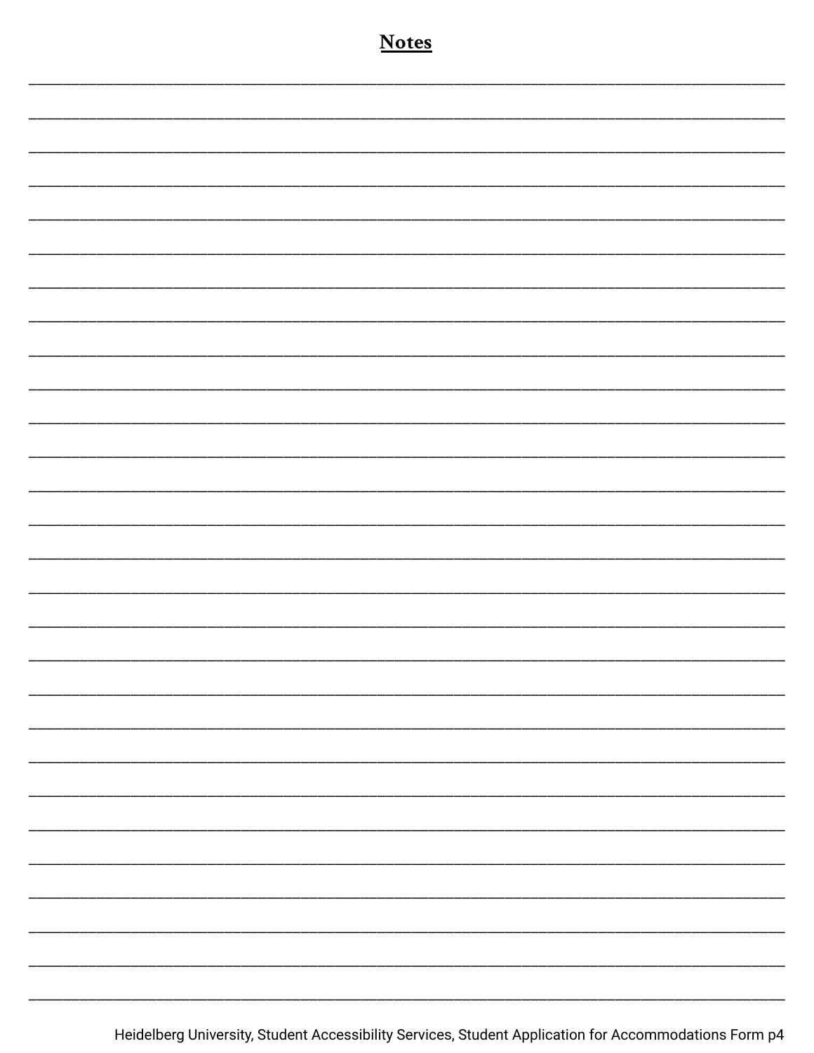# Notes

________________________________________________________________________________________

________________________________________________________________________________________

________________________________________________________________________________________

________________________________________________________________________________________

________________________________________________________________________________________

________________________________________________________________________________________

________________________________________________________________________________________

________________________________________________________________________________________

________________________________________________________________________________________

________________________________________________________________________________________

________________________________________________________________________________________

________________________________________________________________________________________

________________________________________________________________________________________

________________________________________________________________________________________

________________________________________________________________________________________

________________________________________________________________________________________

________________________________________________________________________________________

________________________________________________________________________________________

________________________________________________________________________________________

________________________________________________________________________________________

________________________________________________________________________________________

________________________________________________________________________________________

________________________________________________________________________________________

________________________________________________________________________________________

________________________________________________________________________________________

________________________________________________________________________________________

________________________________________________________________________________________

________________________________________________________________________________________